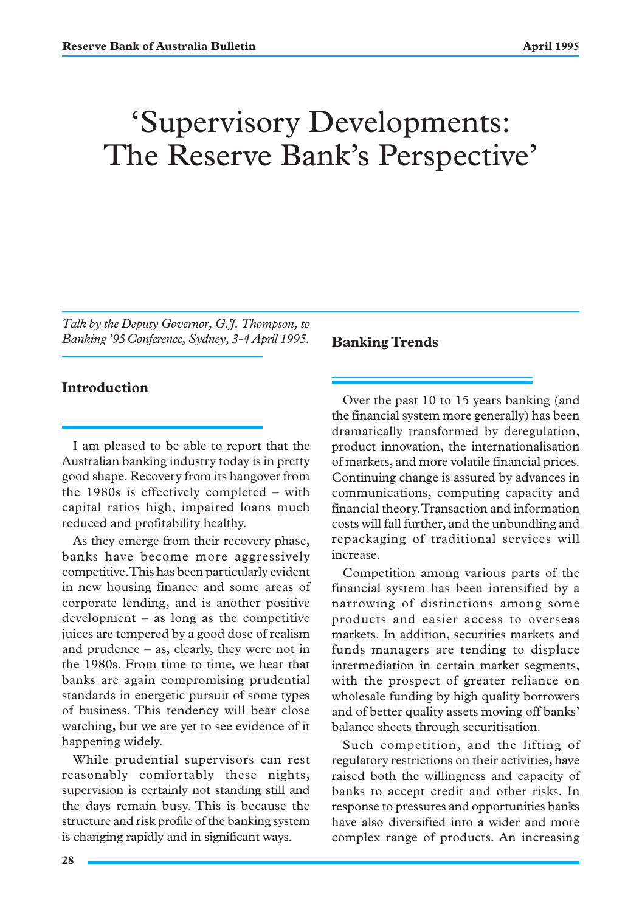# 'Supervisory Developments: The Reserve Bank's Perspective'

*Talk by the Deputy Governor, G.J. Thompson, to Banking '95 Conference, Sydney, 3-4 April 1995.*

## Introduction

I am pleased to be able to report that the Australian banking industry today is in pretty good shape. Recovery from its hangover from the 1980s is effectively completed – with capital ratios high, impaired loans much reduced and profitability healthy.

As they emerge from their recovery phase, banks have become more aggressively competitive. This has been particularly evident in new housing finance and some areas of corporate lending, and is another positive development – as long as the competitive juices are tempered by a good dose of realism and prudence – as, clearly, they were not in the 1980s. From time to time, we hear that banks are again compromising prudential standards in energetic pursuit of some types of business. This tendency will bear close watching, but we are yet to see evidence of it happening widely.

While prudential supervisors can rest reasonably comfortably these nights, supervision is certainly not standing still and the days remain busy. This is because the structure and risk profile of the banking system is changing rapidly and in significant ways.

## Banking Trends

Over the past 10 to 15 years banking (and the financial system more generally) has been dramatically transformed by deregulation, product innovation, the internationalisation of markets, and more volatile financial prices. Continuing change is assured by advances in communications, computing capacity and financial theory. Transaction and information costs will fall further, and the unbundling and repackaging of traditional services will increase.

Competition among various parts of the financial system has been intensified by a narrowing of distinctions among some products and easier access to overseas markets. In addition, securities markets and funds managers are tending to displace intermediation in certain market segments, with the prospect of greater reliance on wholesale funding by high quality borrowers and of better quality assets moving off banks' balance sheets through securitisation.

Such competition, and the lifting of regulatory restrictions on their activities, have raised both the willingness and capacity of banks to accept credit and other risks. In response to pressures and opportunities banks have also diversified into a wider and more complex range of products. An increasing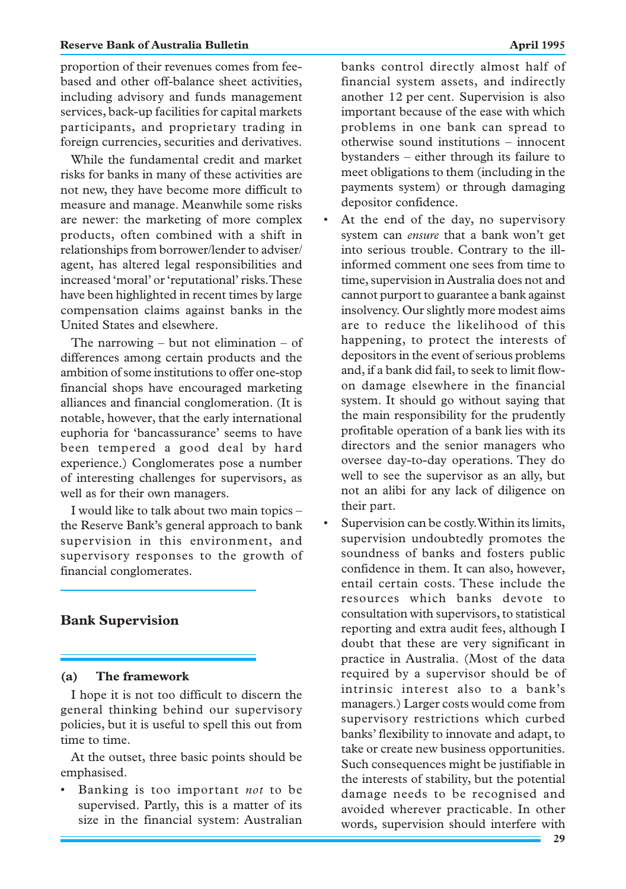proportion of their revenues comes from fee-based and other off-balance sheet activities, including advisory and funds management services, back-up facilities for capital markets participants, and proprietary trading in foreign currencies, securities and derivatives.

While the fundamental credit and market risks for banks in many of these activities are not new, they have become more difficult to measure and manage. Meanwhile some risks are newer: the marketing of more complex products, often combined with a shift in relationships from borrower/lender to adviser/agent, has altered legal responsibilities and increased 'moral' or 'reputational' risks. These have been highlighted in recent times by large compensation claims against banks in the United States and elsewhere.

The narrowing – but not elimination – of differences among certain products and the ambition of some institutions to offer one-stop financial shops have encouraged marketing alliances and financial conglomeration. (It is notable, however, that the early international euphoria for 'bancassurance' seems to have been tempered a good deal by hard experience.) Conglomerates pose a number of interesting challenges for supervisors, as well as for their own managers.

I would like to talk about two main topics – the Reserve Bank's general approach to bank supervision in this environment, and supervisory responses to the growth of financial conglomerates.

## Bank Supervision

### (a) The framework

I hope it is not too difficult to discern the general thinking behind our supervisory policies, but it is useful to spell this out from time to time.

At the outset, three basic points should be emphasised.

- Banking is too important *not* to be supervised. Partly, this is a matter of its size in the financial system: Australian banks control directly almost half of financial system assets, and indirectly another 12 per cent. Supervision is also important because of the ease with which problems in one bank can spread to otherwise sound institutions – innocent bystanders – either through its failure to meet obligations to them (including in the payments system) or through damaging depositor confidence.
- At the end of the day, no supervisory system can *ensure* that a bank won't get into serious trouble. Contrary to the ill-informed comment one sees from time to time, supervision in Australia does not and cannot purport to guarantee a bank against insolvency. Our slightly more modest aims are to reduce the likelihood of this happening, to protect the interests of depositors in the event of serious problems and, if a bank did fail, to seek to limit flow-on damage elsewhere in the financial system. It should go without saying that the main responsibility for the prudently profitable operation of a bank lies with its directors and the senior managers who oversee day-to-day operations. They do well to see the supervisor as an ally, but not an alibi for any lack of diligence on their part.
- Supervision can be costly. Within its limits, supervision undoubtedly promotes the soundness of banks and fosters public confidence in them. It can also, however, entail certain costs. These include the resources which banks devote to consultation with supervisors, to statistical reporting and extra audit fees, although I doubt that these are very significant in practice in Australia. (Most of the data required by a supervisor should be of intrinsic interest also to a bank's managers.) Larger costs would come from supervisory restrictions which curbed banks' flexibility to innovate and adapt, to take or create new business opportunities. Such consequences might be justifiable in the interests of stability, but the potential damage needs to be recognised and avoided wherever practicable. In other words, supervision should interfere with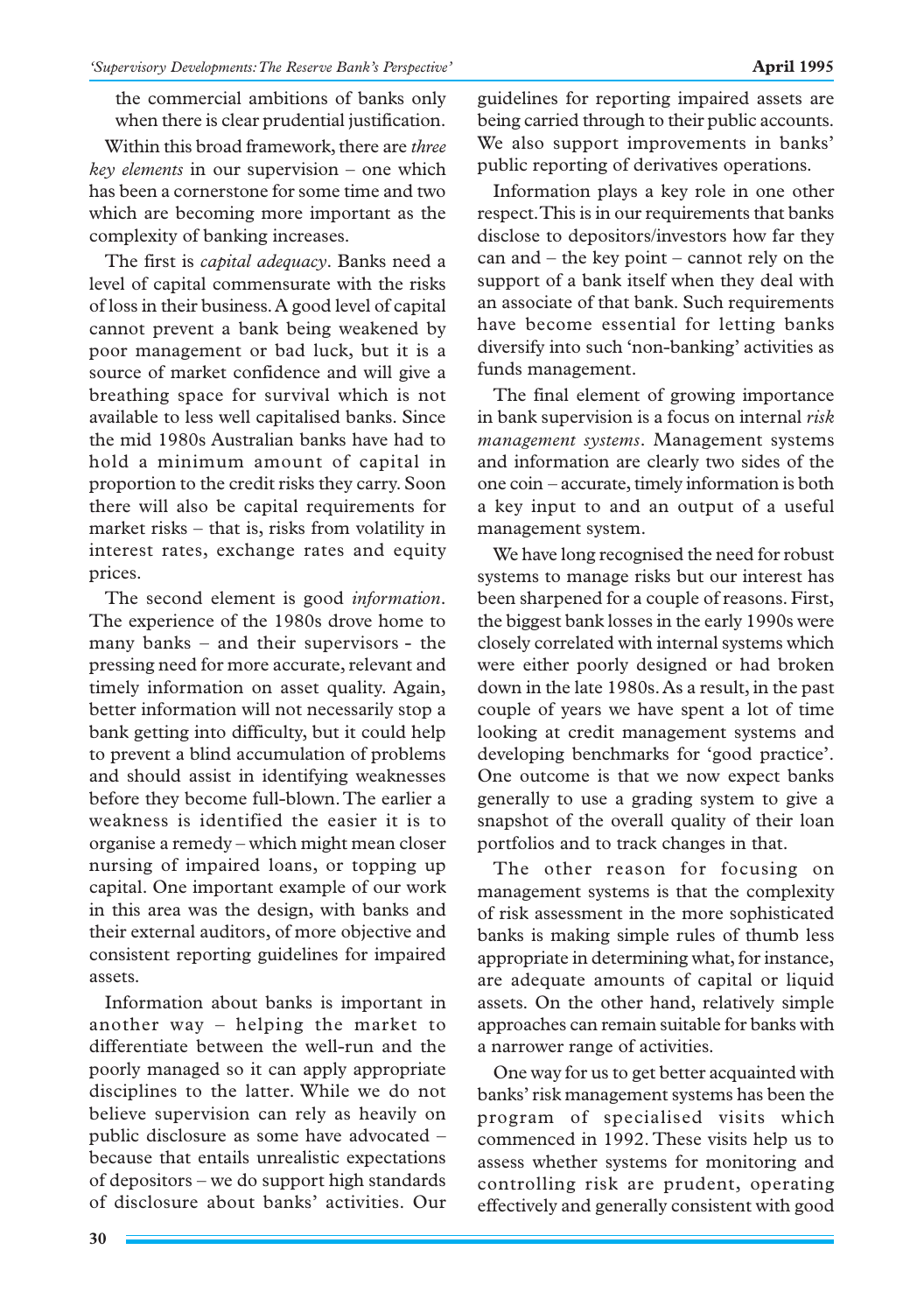the commercial ambitions of banks only when there is clear prudential justification.

Within this broad framework, there are *three key elements* in our supervision – one which has been a cornerstone for some time and two which are becoming more important as the complexity of banking increases.

The first is *capital adequacy*. Banks need a level of capital commensurate with the risks of loss in their business. A good level of capital cannot prevent a bank being weakened by poor management or bad luck, but it is a source of market confidence and will give a breathing space for survival which is not available to less well capitalised banks. Since the mid 1980s Australian banks have had to hold a minimum amount of capital in proportion to the credit risks they carry. Soon there will also be capital requirements for market risks – that is, risks from volatility in interest rates, exchange rates and equity prices.

The second element is good *information*. The experience of the 1980s drove home to many banks – and their supervisors - the pressing need for more accurate, relevant and timely information on asset quality. Again, better information will not necessarily stop a bank getting into difficulty, but it could help to prevent a blind accumulation of problems and should assist in identifying weaknesses before they become full-blown. The earlier a weakness is identified the easier it is to organise a remedy – which might mean closer nursing of impaired loans, or topping up capital. One important example of our work in this area was the design, with banks and their external auditors, of more objective and consistent reporting guidelines for impaired assets.

Information about banks is important in another way – helping the market to differentiate between the well-run and the poorly managed so it can apply appropriate disciplines to the latter. While we do not believe supervision can rely as heavily on public disclosure as some have advocated – because that entails unrealistic expectations of depositors – we do support high standards of disclosure about banks' activities. Our guidelines for reporting impaired assets are being carried through to their public accounts. We also support improvements in banks' public reporting of derivatives operations.

Information plays a key role in one other respect. This is in our requirements that banks disclose to depositors/investors how far they can and – the key point – cannot rely on the support of a bank itself when they deal with an associate of that bank. Such requirements have become essential for letting banks diversify into such 'non-banking' activities as funds management.

The final element of growing importance in bank supervision is a focus on internal *risk management systems*. Management systems and information are clearly two sides of the one coin – accurate, timely information is both a key input to and an output of a useful management system.

We have long recognised the need for robust systems to manage risks but our interest has been sharpened for a couple of reasons. First, the biggest bank losses in the early 1990s were closely correlated with internal systems which were either poorly designed or had broken down in the late 1980s. As a result, in the past couple of years we have spent a lot of time looking at credit management systems and developing benchmarks for 'good practice'. One outcome is that we now expect banks generally to use a grading system to give a snapshot of the overall quality of their loan portfolios and to track changes in that.

The other reason for focusing on management systems is that the complexity of risk assessment in the more sophisticated banks is making simple rules of thumb less appropriate in determining what, for instance, are adequate amounts of capital or liquid assets. On the other hand, relatively simple approaches can remain suitable for banks with a narrower range of activities.

One way for us to get better acquainted with banks' risk management systems has been the program of specialised visits which commenced in 1992. These visits help us to assess whether systems for monitoring and controlling risk are prudent, operating effectively and generally consistent with good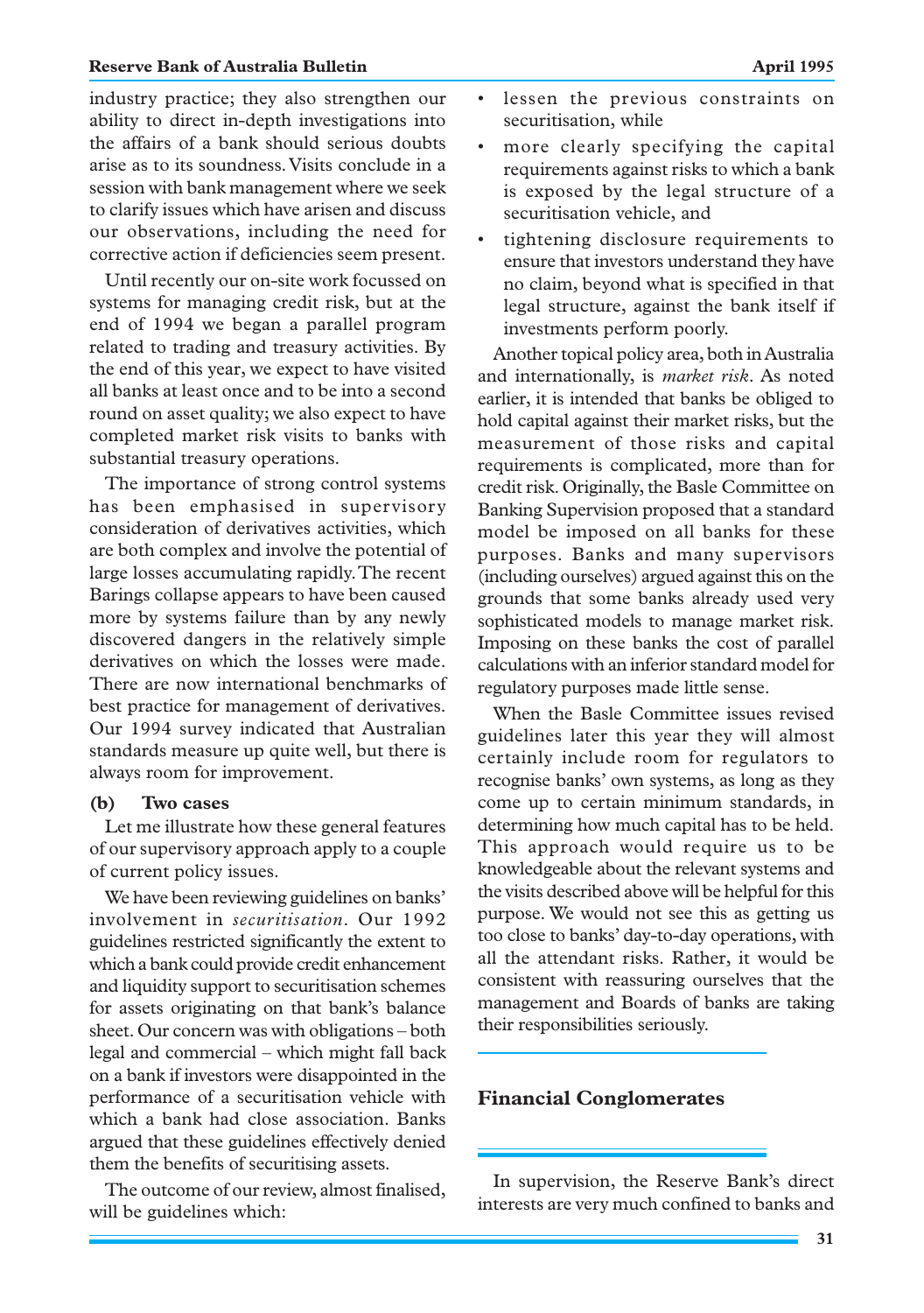industry practice; they also strengthen our ability to direct in-depth investigations into the affairs of a bank should serious doubts arise as to its soundness. Visits conclude in a session with bank management where we seek to clarify issues which have arisen and discuss our observations, including the need for corrective action if deficiencies seem present.

Until recently our on-site work focussed on systems for managing credit risk, but at the end of 1994 we began a parallel program related to trading and treasury activities. By the end of this year, we expect to have visited all banks at least once and to be into a second round on asset quality; we also expect to have completed market risk visits to banks with substantial treasury operations.

The importance of strong control systems has been emphasised in supervisory consideration of derivatives activities, which are both complex and involve the potential of large losses accumulating rapidly. The recent Barings collapse appears to have been caused more by systems failure than by any newly discovered dangers in the relatively simple derivatives on which the losses were made. There are now international benchmarks of best practice for management of derivatives. Our 1994 survey indicated that Australian standards measure up quite well, but there is always room for improvement.

### (b) Two cases

Let me illustrate how these general features of our supervisory approach apply to a couple of current policy issues.

We have been reviewing guidelines on banks' involvement in *securitisation*. Our 1992 guidelines restricted significantly the extent to which a bank could provide credit enhancement and liquidity support to securitisation schemes for assets originating on that bank's balance sheet. Our concern was with obligations – both legal and commercial – which might fall back on a bank if investors were disappointed in the performance of a securitisation vehicle with which a bank had close association. Banks argued that these guidelines effectively denied them the benefits of securitising assets.

The outcome of our review, almost finalised, will be guidelines which:

- lessen the previous constraints on securitisation, while
- more clearly specifying the capital requirements against risks to which a bank is exposed by the legal structure of a securitisation vehicle, and
- tightening disclosure requirements to ensure that investors understand they have no claim, beyond what is specified in that legal structure, against the bank itself if investments perform poorly.

Another topical policy area, both in Australia and internationally, is *market risk*. As noted earlier, it is intended that banks be obliged to hold capital against their market risks, but the measurement of those risks and capital requirements is complicated, more than for credit risk. Originally, the Basle Committee on Banking Supervision proposed that a standard model be imposed on all banks for these purposes. Banks and many supervisors (including ourselves) argued against this on the grounds that some banks already used very sophisticated models to manage market risk. Imposing on these banks the cost of parallel calculations with an inferior standard model for regulatory purposes made little sense.

When the Basle Committee issues revised guidelines later this year they will almost certainly include room for regulators to recognise banks' own systems, as long as they come up to certain minimum standards, in determining how much capital has to be held. This approach would require us to be knowledgeable about the relevant systems and the visits described above will be helpful for this purpose. We would not see this as getting us too close to banks' day-to-day operations, with all the attendant risks. Rather, it would be consistent with reassuring ourselves that the management and Boards of banks are taking their responsibilities seriously.

## Financial Conglomerates

In supervision, the Reserve Bank's direct interests are very much confined to banks and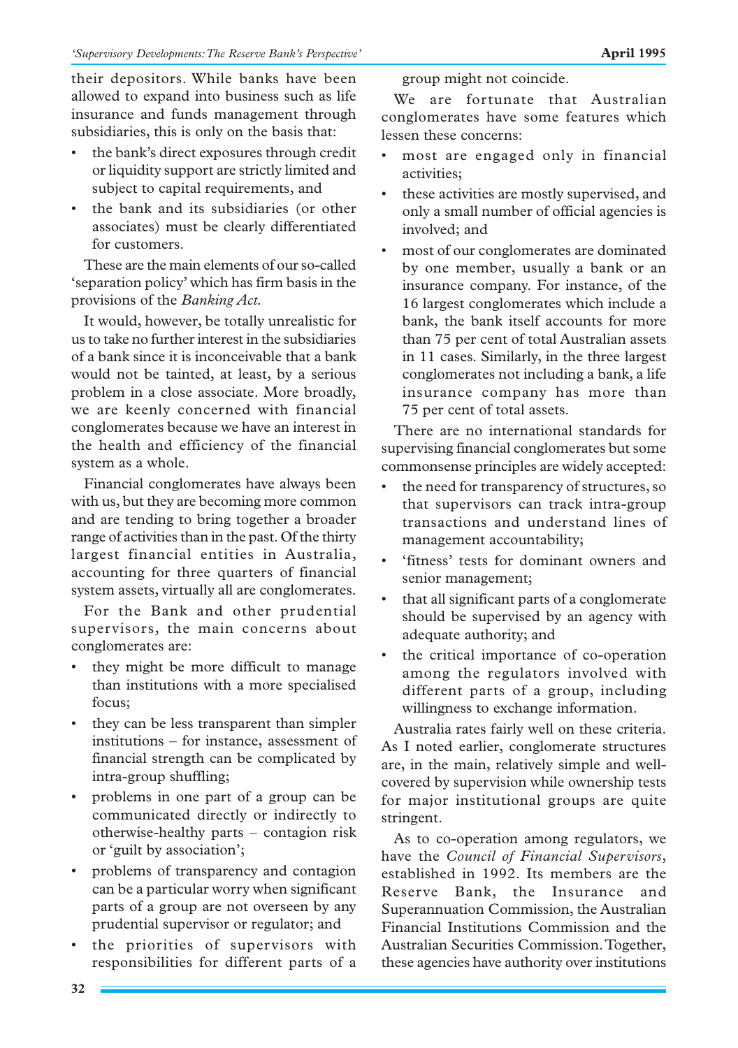their depositors. While banks have been allowed to expand into business such as life insurance and funds management through subsidiaries, this is only on the basis that:

- the bank's direct exposures through credit or liquidity support are strictly limited and subject to capital requirements, and
- the bank and its subsidiaries (or other associates) must be clearly differentiated for customers.

These are the main elements of our so-called 'separation policy' which has firm basis in the provisions of the *Banking Act*.

It would, however, be totally unrealistic for us to take no further interest in the subsidiaries of a bank since it is inconceivable that a bank would not be tainted, at least, by a serious problem in a close associate. More broadly, we are keenly concerned with financial conglomerates because we have an interest in the health and efficiency of the financial system as a whole.

Financial conglomerates have always been with us, but they are becoming more common and are tending to bring together a broader range of activities than in the past. Of the thirty largest financial entities in Australia, accounting for three quarters of financial system assets, virtually all are conglomerates.

For the Bank and other prudential supervisors, the main concerns about conglomerates are:

- they might be more difficult to manage than institutions with a more specialised focus;
- they can be less transparent than simpler institutions – for instance, assessment of financial strength can be complicated by intra-group shuffling;
- problems in one part of a group can be communicated directly or indirectly to otherwise-healthy parts – contagion risk or 'guilt by association';
- problems of transparency and contagion can be a particular worry when significant parts of a group are not overseen by any prudential supervisor or regulator; and
- the priorities of supervisors with responsibilities for different parts of a group might not coincide.

We are fortunate that Australian conglomerates have some features which lessen these concerns:

- most are engaged only in financial activities;
- these activities are mostly supervised, and only a small number of official agencies is involved; and
- most of our conglomerates are dominated by one member, usually a bank or an insurance company. For instance, of the 16 largest conglomerates which include a bank, the bank itself accounts for more than 75 per cent of total Australian assets in 11 cases. Similarly, in the three largest conglomerates not including a bank, a life insurance company has more than 75 per cent of total assets.

There are no international standards for supervising financial conglomerates but some commonsense principles are widely accepted:

- the need for transparency of structures, so that supervisors can track intra-group transactions and understand lines of management accountability;
- 'fitness' tests for dominant owners and senior management;
- that all significant parts of a conglomerate should be supervised by an agency with adequate authority; and
- the critical importance of co-operation among the regulators involved with different parts of a group, including willingness to exchange information.

Australia rates fairly well on these criteria. As I noted earlier, conglomerate structures are, in the main, relatively simple and well-covered by supervision while ownership tests for major institutional groups are quite stringent.

As to co-operation among regulators, we have the *Council of Financial Supervisors*, established in 1992. Its members are the Reserve Bank, the Insurance and Superannuation Commission, the Australian Financial Institutions Commission and the Australian Securities Commission. Together, these agencies have authority over institutions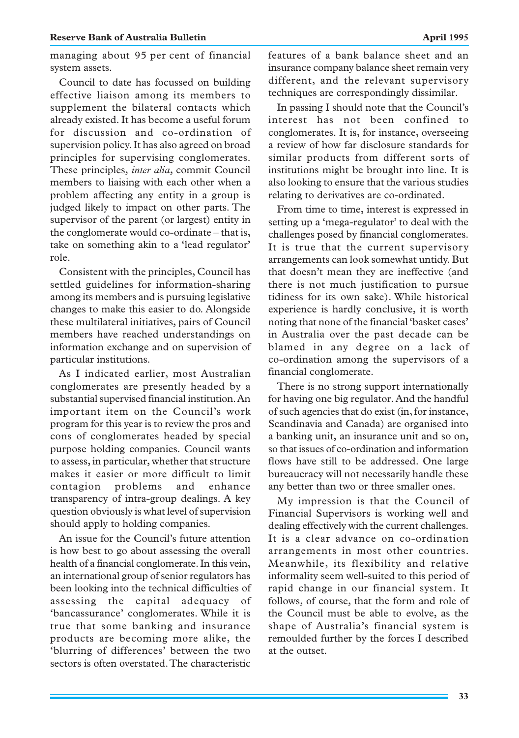managing about 95 per cent of financial system assets.

Council to date has focussed on building effective liaison among its members to supplement the bilateral contacts which already existed. It has become a useful forum for discussion and co-ordination of supervision policy. It has also agreed on broad principles for supervising conglomerates. These principles, *inter alia*, commit Council members to liaising with each other when a problem affecting any entity in a group is judged likely to impact on other parts. The supervisor of the parent (or largest) entity in the conglomerate would co-ordinate – that is, take on something akin to a 'lead regulator' role.

Consistent with the principles, Council has settled guidelines for information-sharing among its members and is pursuing legislative changes to make this easier to do. Alongside these multilateral initiatives, pairs of Council members have reached understandings on information exchange and on supervision of particular institutions.

As I indicated earlier, most Australian conglomerates are presently headed by a substantial supervised financial institution. An important item on the Council's work program for this year is to review the pros and cons of conglomerates headed by special purpose holding companies. Council wants to assess, in particular, whether that structure makes it easier or more difficult to limit contagion problems and enhance transparency of intra-group dealings. A key question obviously is what level of supervision should apply to holding companies.

An issue for the Council's future attention is how best to go about assessing the overall health of a financial conglomerate. In this vein, an international group of senior regulators has been looking into the technical difficulties of assessing the capital adequacy of 'bancassurance' conglomerates. While it is true that some banking and insurance products are becoming more alike, the 'blurring of differences' between the two sectors is often overstated. The characteristic features of a bank balance sheet and an insurance company balance sheet remain very different, and the relevant supervisory techniques are correspondingly dissimilar.

In passing I should note that the Council's interest has not been confined to conglomerates. It is, for instance, overseeing a review of how far disclosure standards for similar products from different sorts of institutions might be brought into line. It is also looking to ensure that the various studies relating to derivatives are co-ordinated.

From time to time, interest is expressed in setting up a 'mega-regulator' to deal with the challenges posed by financial conglomerates. It is true that the current supervisory arrangements can look somewhat untidy. But that doesn't mean they are ineffective (and there is not much justification to pursue tidiness for its own sake). While historical experience is hardly conclusive, it is worth noting that none of the financial 'basket cases' in Australia over the past decade can be blamed in any degree on a lack of co-ordination among the supervisors of a financial conglomerate.

There is no strong support internationally for having one big regulator. And the handful of such agencies that do exist (in, for instance, Scandinavia and Canada) are organised into a banking unit, an insurance unit and so on, so that issues of co-ordination and information flows have still to be addressed. One large bureaucracy will not necessarily handle these any better than two or three smaller ones.

My impression is that the Council of Financial Supervisors is working well and dealing effectively with the current challenges. It is a clear advance on co-ordination arrangements in most other countries. Meanwhile, its flexibility and relative informality seem well-suited to this period of rapid change in our financial system. It follows, of course, that the form and role of the Council must be able to evolve, as the shape of Australia's financial system is remoulded further by the forces I described at the outset.